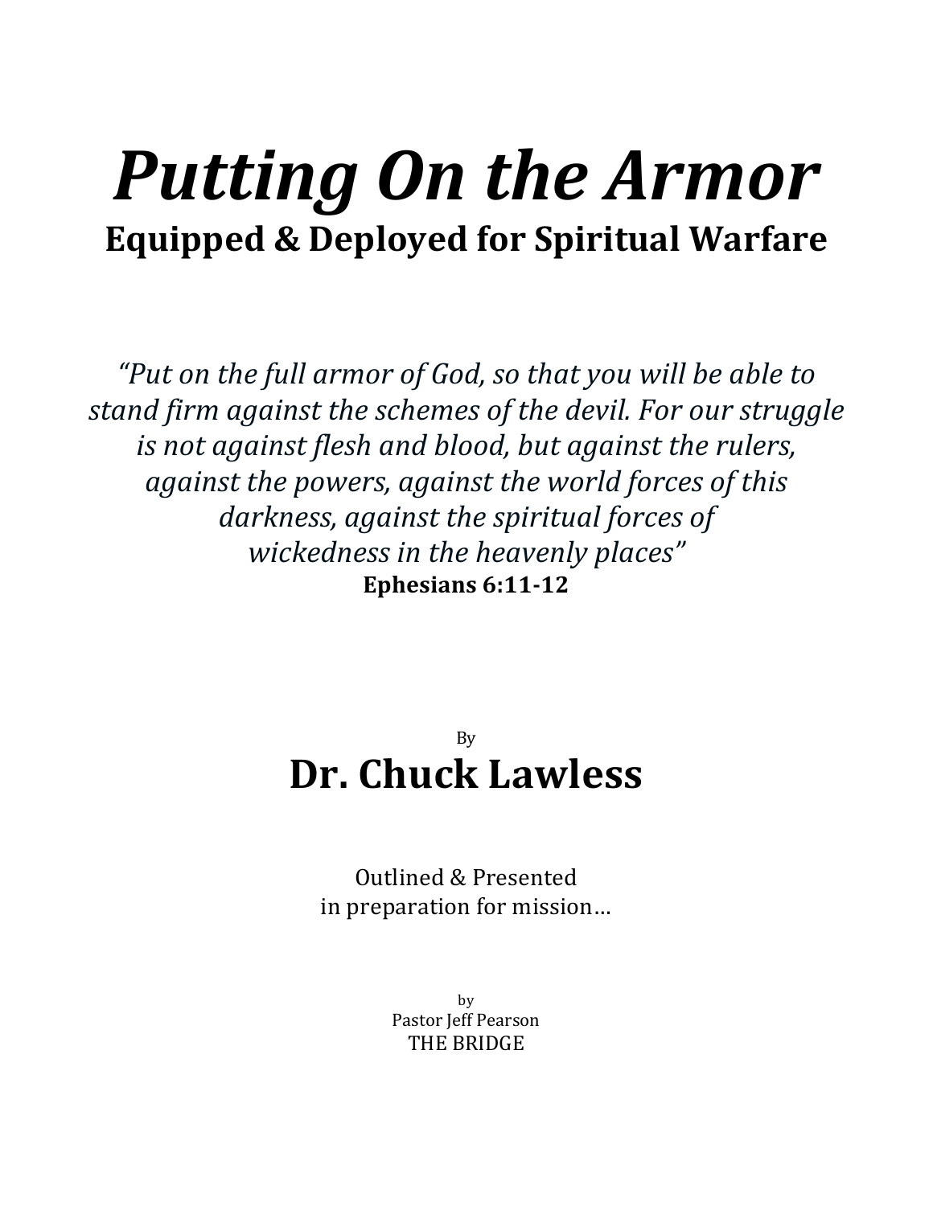# *Putting On the Armor*

## Equipped & Deployed for Spiritual Warfare

*"Put on the full armor of God, so that you will be able to stand firm against the schemes of the devil. For our struggle is not against flesh and blood, but against the rulers, against the powers, against the world forces of this darkness, against the spiritual forces of wickedness in the heavenly places"*
**Ephesians 6:11-12**

By

## Dr. Chuck Lawless

Outlined & Presented
in preparation for mission…

by
Pastor Jeff Pearson
THE BRIDGE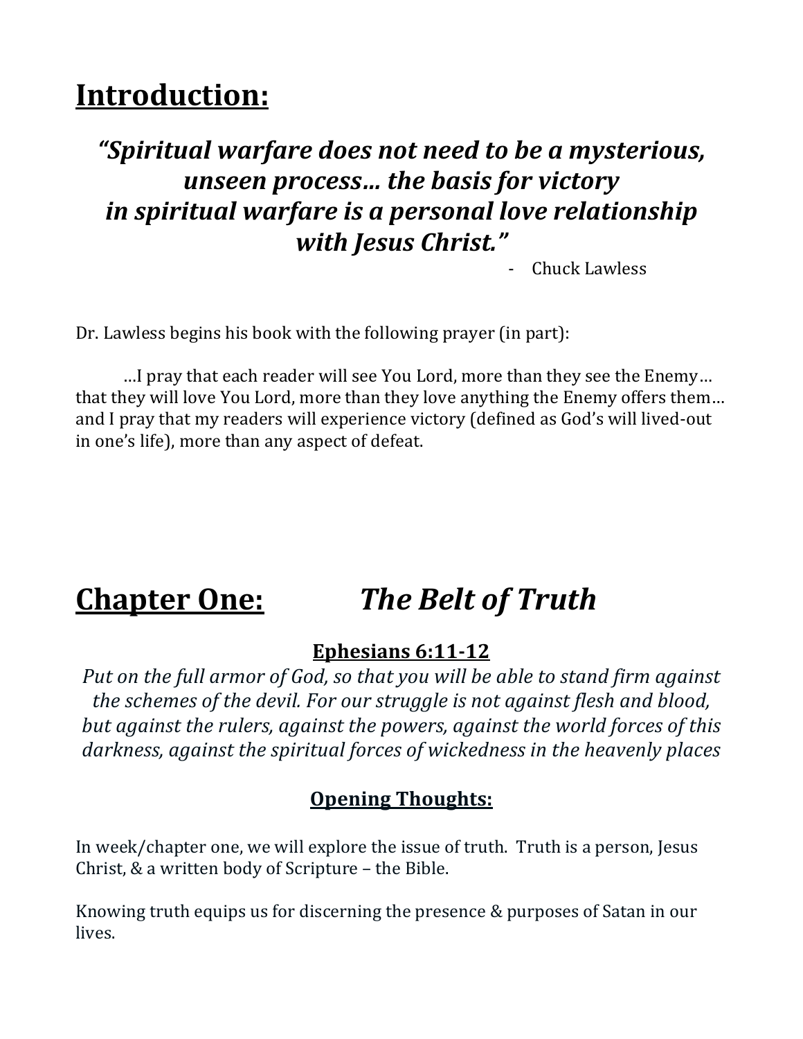# **Introduction:**

***"Spiritual warfare does not need to be a mysterious, unseen process… the basis for victory in spiritual warfare is a personal love relationship with Jesus Christ."***

- Chuck Lawless

Dr. Lawless begins his book with the following prayer (in part):

…I pray that each reader will see You Lord, more than they see the Enemy… that they will love You Lord, more than they love anything the Enemy offers them… and I pray that my readers will experience victory (defined as God's will lived-out in one's life), more than any aspect of defeat.

# **Chapter One:** *The Belt of Truth*

## **Ephesians 6:11-12**

*Put on the full armor of God, so that you will be able to stand firm against the schemes of the devil. For our struggle is not against flesh and blood, but against the rulers, against the powers, against the world forces of this darkness, against the spiritual forces of wickedness in the heavenly places*

## **Opening Thoughts:**

In week/chapter one, we will explore the issue of truth. Truth is a person, Jesus Christ, & a written body of Scripture – the Bible.

Knowing truth equips us for discerning the presence & purposes of Satan in our lives.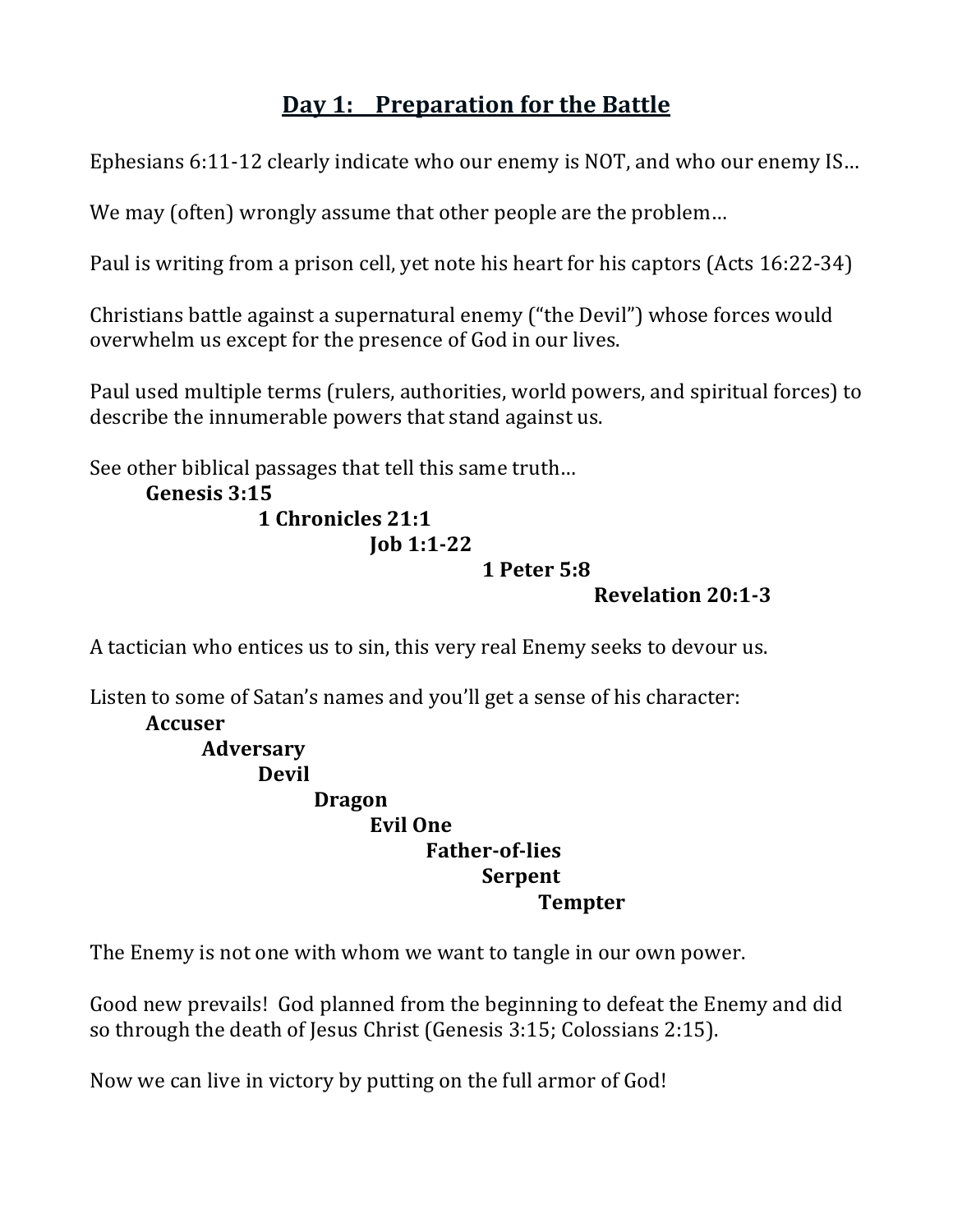## Day 1: Preparation for the Battle

Ephesians 6:11-12 clearly indicate who our enemy is NOT, and who our enemy IS…

We may (often) wrongly assume that other people are the problem…

Paul is writing from a prison cell, yet note his heart for his captors (Acts 16:22-34)

Christians battle against a supernatural enemy ("the Devil") whose forces would overwhelm us except for the presence of God in our lives.

Paul used multiple terms (rulers, authorities, world powers, and spiritual forces) to describe the innumerable powers that stand against us.

See other biblical passages that tell this same truth…

**Genesis 3:15**
**1 Chronicles 21:1**
**Job 1:1-22**
**1 Peter 5:8**
**Revelation 20:1-3**

A tactician who entices us to sin, this very real Enemy seeks to devour us.

Listen to some of Satan's names and you'll get a sense of his character:

**Accuser**
**Adversary**
**Devil**
**Dragon**
**Evil One**
**Father-of-lies**
**Serpent**
**Tempter**

The Enemy is not one with whom we want to tangle in our own power.

Good new prevails! God planned from the beginning to defeat the Enemy and did so through the death of Jesus Christ (Genesis 3:15; Colossians 2:15).

Now we can live in victory by putting on the full armor of God!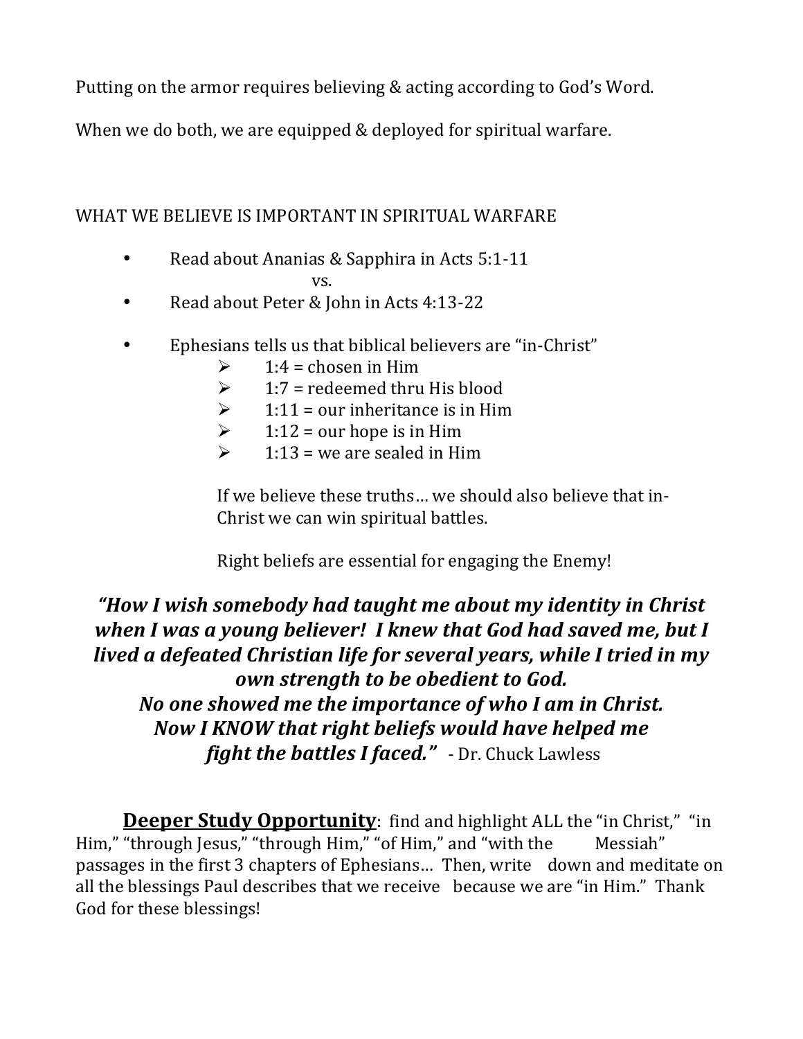Putting on the armor requires believing & acting according to God's Word.

When we do both, we are equipped & deployed for spiritual warfare.

## WHAT WE BELIEVE IS IMPORTANT IN SPIRITUAL WARFARE

- Read about Ananias & Sapphira in Acts 5:1-11

  vs.

- Read about Peter & John in Acts 4:13-22

- Ephesians tells us that biblical believers are "in-Christ"
  - 1:4 = chosen in Him
  - 1:7 = redeemed thru His blood
  - 1:11 = our inheritance is in Him
  - 1:12 = our hope is in Him
  - 1:13 = we are sealed in Him

  If we believe these truths… we should also believe that in-Christ we can win spiritual battles.

  Right beliefs are essential for engaging the Enemy!

***"How I wish somebody had taught me about my identity in Christ when I was a young believer! I knew that God had saved me, but I lived a defeated Christian life for several years, while I tried in my own strength to be obedient to God. No one showed me the importance of who I am in Christ. Now I KNOW that right beliefs would have helped me fight the battles I faced."*** - Dr. Chuck Lawless

**Deeper Study Opportunity**: find and highlight ALL the "in Christ," "in Him," "through Jesus," "through Him," "of Him," and "with the Messiah" passages in the first 3 chapters of Ephesians… Then, write down and meditate on all the blessings Paul describes that we receive because we are "in Him." Thank God for these blessings!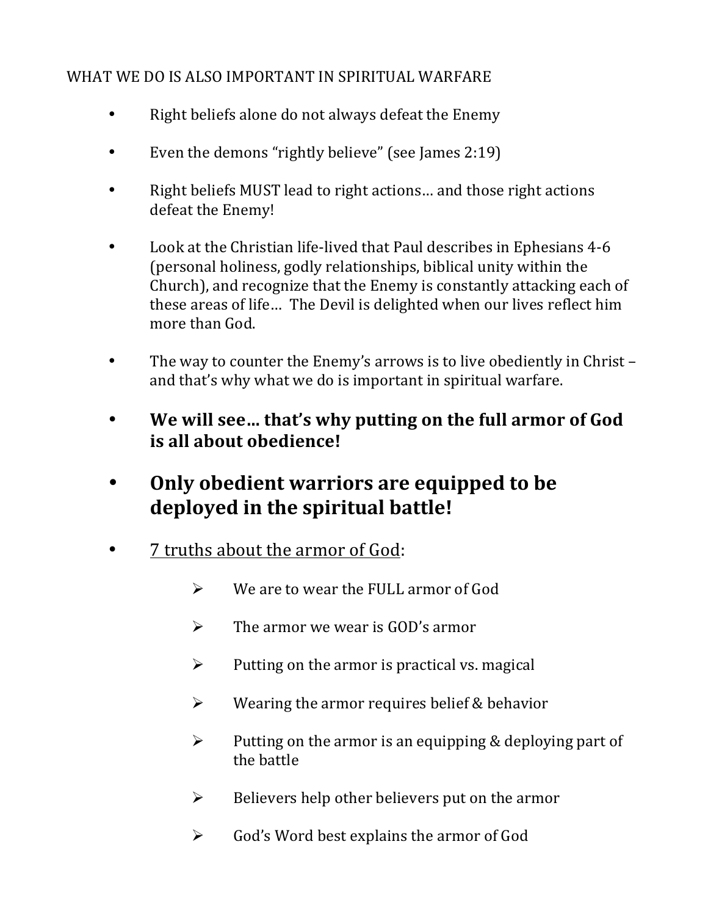WHAT WE DO IS ALSO IMPORTANT IN SPIRITUAL WARFARE

- Right beliefs alone do not always defeat the Enemy
- Even the demons "rightly believe" (see James 2:19)
- Right beliefs MUST lead to right actions… and those right actions defeat the Enemy!
- Look at the Christian life-lived that Paul describes in Ephesians 4-6 (personal holiness, godly relationships, biblical unity within the Church), and recognize that the Enemy is constantly attacking each of these areas of life… The Devil is delighted when our lives reflect him more than God.
- The way to counter the Enemy's arrows is to live obediently in Christ – and that's why what we do is important in spiritual warfare.
- **We will see… that's why putting on the full armor of God is all about obedience!**
- **Only obedient warriors are equipped to be deployed in the spiritual battle!**
- <u>7 truths about the armor of God</u>:
  - We are to wear the FULL armor of God
  - The armor we wear is GOD's armor
  - Putting on the armor is practical vs. magical
  - Wearing the armor requires belief & behavior
  - Putting on the armor is an equipping & deploying part of the battle
  - Believers help other believers put on the armor
  - God's Word best explains the armor of God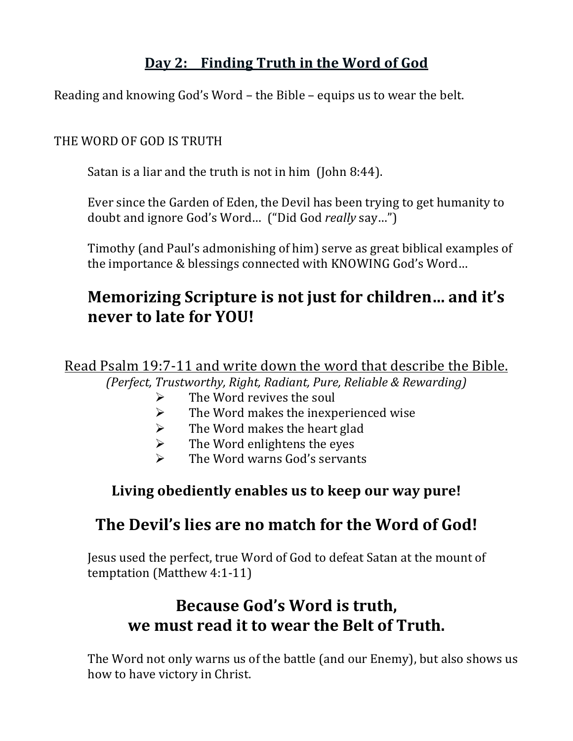## Day 2: Finding Truth in the Word of God

Reading and knowing God's Word – the Bible – equips us to wear the belt.

THE WORD OF GOD IS TRUTH

Satan is a liar and the truth is not in him (John 8:44).

Ever since the Garden of Eden, the Devil has been trying to get humanity to doubt and ignore God's Word… ("Did God *really* say…")

Timothy (and Paul's admonishing of him) serve as great biblical examples of the importance & blessings connected with KNOWING God's Word…

### Memorizing Scripture is not just for children… and it's never to late for YOU!

Read Psalm 19:7-11 and write down the word that describe the Bible.

*(Perfect, Trustworthy, Right, Radiant, Pure, Reliable & Rewarding)*

- The Word revives the soul
- The Word makes the inexperienced wise
- The Word makes the heart glad
- The Word enlightens the eyes
- The Word warns God's servants

**Living obediently enables us to keep our way pure!**

### The Devil's lies are no match for the Word of God!

Jesus used the perfect, true Word of God to defeat Satan at the mount of temptation (Matthew 4:1-11)

### Because God's Word is truth, we must read it to wear the Belt of Truth.

The Word not only warns us of the battle (and our Enemy), but also shows us how to have victory in Christ.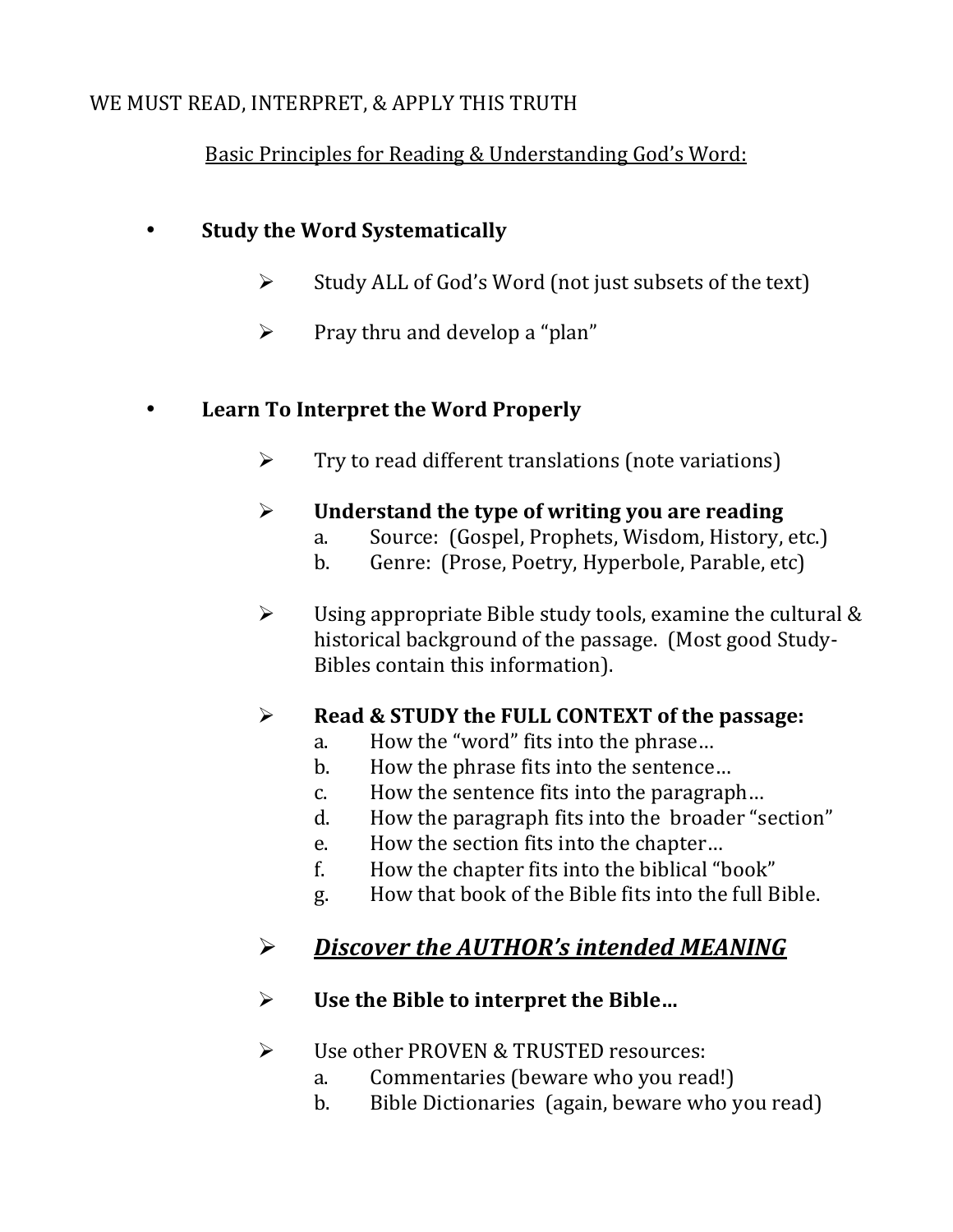WE MUST READ, INTERPRET, & APPLY THIS TRUTH

Basic Principles for Reading & Understanding God's Word:

- **Study the Word Systematically**
  - Study ALL of God's Word (not just subsets of the text)
  - Pray thru and develop a "plan"

- **Learn To Interpret the Word Properly**
  - Try to read different translations (note variations)
  - **Understand the type of writing you are reading**
    a. Source: (Gospel, Prophets, Wisdom, History, etc.)
    b. Genre: (Prose, Poetry, Hyperbole, Parable, etc)
  - Using appropriate Bible study tools, examine the cultural & historical background of the passage. (Most good Study-Bibles contain this information).
  - **Read & STUDY the FULL CONTEXT of the passage:**
    a. How the "word" fits into the phrase…
    b. How the phrase fits into the sentence…
    c. How the sentence fits into the paragraph…
    d. How the paragraph fits into the broader "section"
    e. How the section fits into the chapter…
    f. How the chapter fits into the biblical "book"
    g. How that book of the Bible fits into the full Bible.
  - ***<u>Discover the AUTHOR's intended MEANING</u>***
  - **Use the Bible to interpret the Bible…**
  - Use other PROVEN & TRUSTED resources:
    a. Commentaries (beware who you read!)
    b. Bible Dictionaries (again, beware who you read)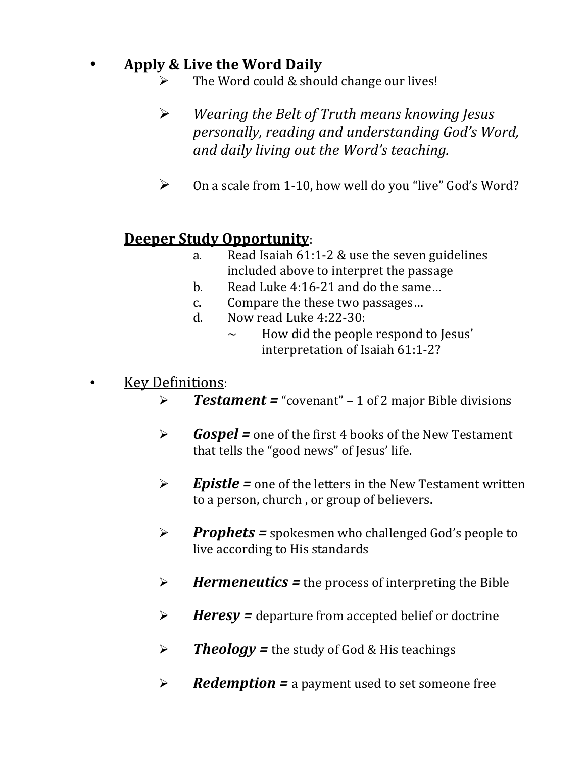- **Apply & Live the Word Daily**
  - The Word could & should change our lives!
  - *Wearing the Belt of Truth means knowing Jesus personally, reading and understanding God's Word, and daily living out the Word's teaching.*
  - On a scale from 1-10, how well do you "live" God's Word?

  <u>**Deeper Study Opportunity**</u>:

  a. Read Isaiah 61:1-2 & use the seven guidelines included above to interpret the passage
  b. Read Luke 4:16-21 and do the same…
  c. Compare the these two passages…
  d. Now read Luke 4:22-30:
     - ~ How did the people respond to Jesus' interpretation of Isaiah 61:1-2?

- <u>Key Definitions</u>:
  - ***Testament =*** "covenant" – 1 of 2 major Bible divisions
  - ***Gospel =*** one of the first 4 books of the New Testament that tells the "good news" of Jesus' life.
  - ***Epistle =*** one of the letters in the New Testament written to a person, church , or group of believers.
  - ***Prophets =*** spokesmen who challenged God's people to live according to His standards
  - ***Hermeneutics =*** the process of interpreting the Bible
  - ***Heresy =*** departure from accepted belief or doctrine
  - ***Theology =*** the study of God & His teachings
  - ***Redemption =*** a payment used to set someone free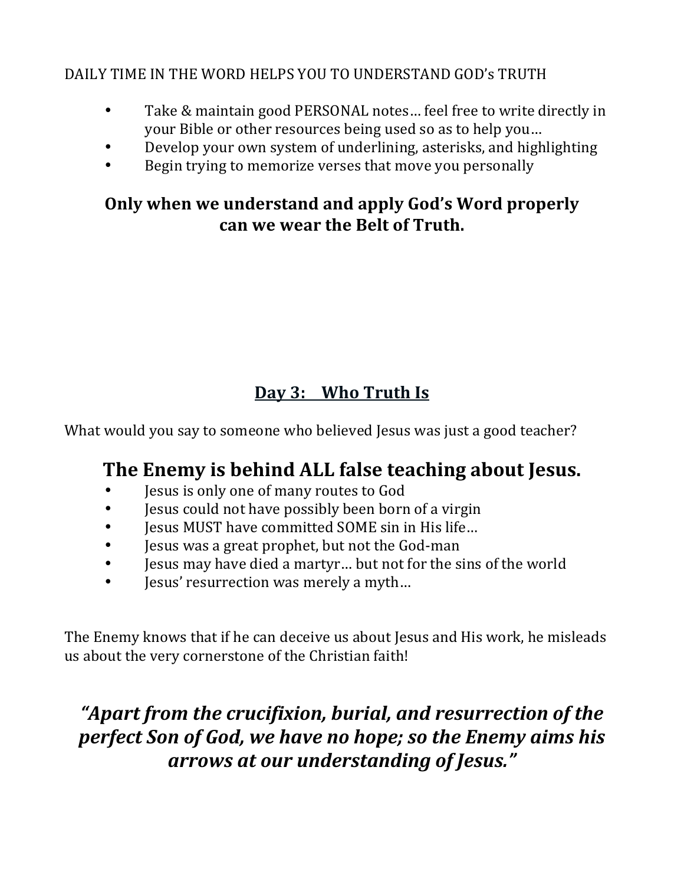DAILY TIME IN THE WORD HELPS YOU TO UNDERSTAND GOD's TRUTH

- Take & maintain good PERSONAL notes… feel free to write directly in your Bible or other resources being used so as to help you…
- Develop your own system of underlining, asterisks, and highlighting
- Begin trying to memorize verses that move you personally

**Only when we understand and apply God's Word properly can we wear the Belt of Truth.**

## Day 3: Who Truth Is

What would you say to someone who believed Jesus was just a good teacher?

### The Enemy is behind ALL false teaching about Jesus.

- Jesus is only one of many routes to God
- Jesus could not have possibly been born of a virgin
- Jesus MUST have committed SOME sin in His life…
- Jesus was a great prophet, but not the God-man
- Jesus may have died a martyr… but not for the sins of the world
- Jesus' resurrection was merely a myth…

The Enemy knows that if he can deceive us about Jesus and His work, he misleads us about the very cornerstone of the Christian faith!

***"Apart from the crucifixion, burial, and resurrection of the perfect Son of God, we have no hope; so the Enemy aims his arrows at our understanding of Jesus."***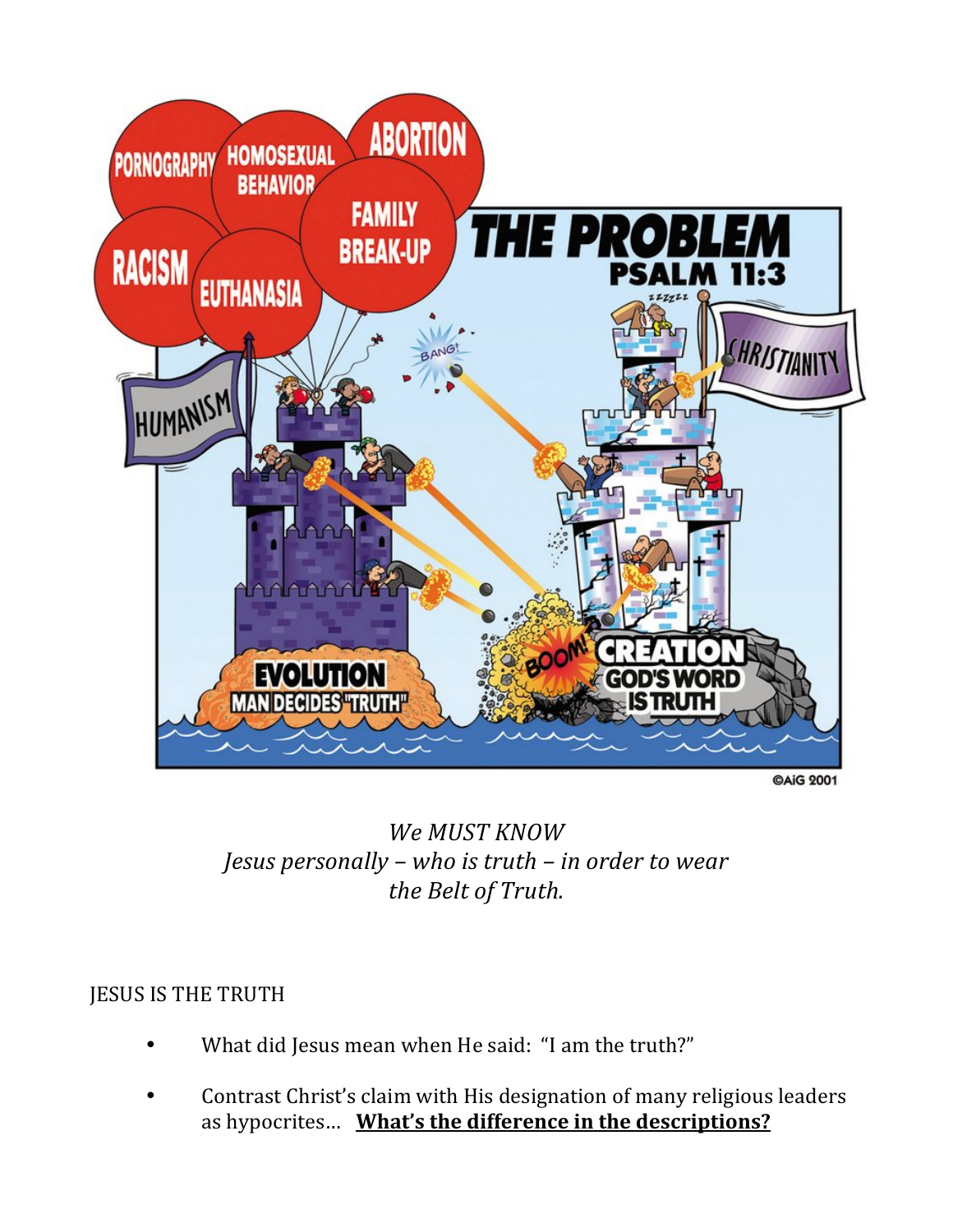*We MUST KNOW*
*Jesus personally – who is truth – in order to wear*
*the Belt of Truth.*

JESUS IS THE TRUTH

- What did Jesus mean when He said: "I am the truth?"
- Contrast Christ's claim with His designation of many religious leaders as hypocrites… **What's the difference in the descriptions?**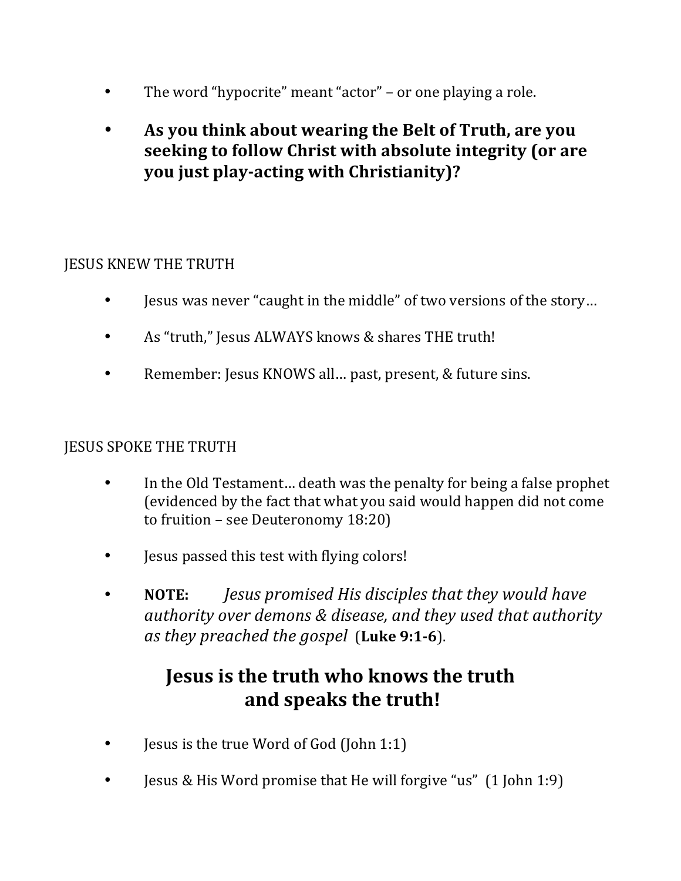- The word "hypocrite" meant "actor" – or one playing a role.

- **As you think about wearing the Belt of Truth, are you seeking to follow Christ with absolute integrity (or are you just play-acting with Christianity)?**

JESUS KNEW THE TRUTH

- Jesus was never "caught in the middle" of two versions of the story…

- As "truth," Jesus ALWAYS knows & shares THE truth!

- Remember: Jesus KNOWS all… past, present, & future sins.

JESUS SPOKE THE TRUTH

- In the Old Testament… death was the penalty for being a false prophet (evidenced by the fact that what you said would happen did not come to fruition – see Deuteronomy 18:20)

- Jesus passed this test with flying colors!

- **NOTE:** *Jesus promised His disciples that they would have authority over demons & disease, and they used that authority as they preached the gospel* (**Luke 9:1-6**).

## Jesus is the truth who knows the truth and speaks the truth!

- Jesus is the true Word of God (John 1:1)

- Jesus & His Word promise that He will forgive "us" (1 John 1:9)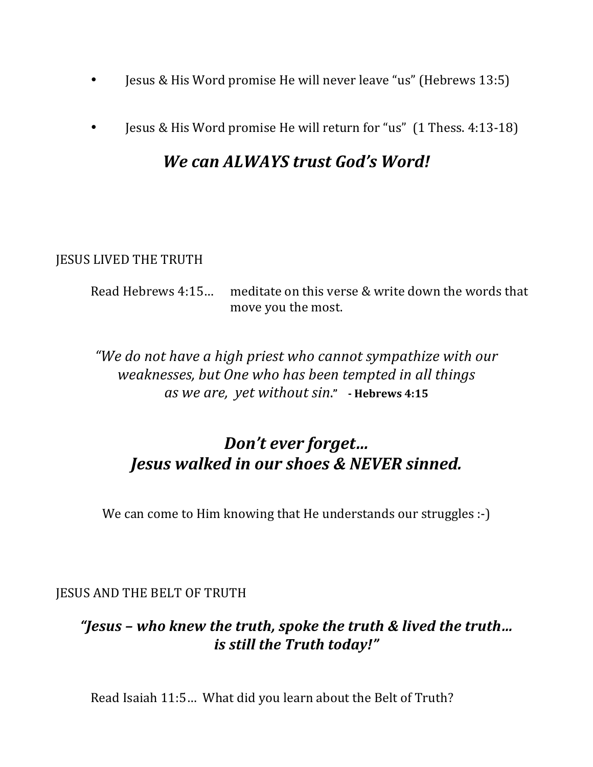- Jesus & His Word promise He will never leave "us" (Hebrews 13:5)

- Jesus & His Word promise He will return for "us" (1 Thess. 4:13-18)

***We can ALWAYS trust God's Word!***

## JESUS LIVED THE TRUTH

Read Hebrews 4:15… meditate on this verse & write down the words that move you the most.

*"We do not have a high priest who cannot sympathize with our weaknesses, but One who has been tempted in all things as we are, yet without sin."* **- Hebrews 4:15**

***Don't ever forget…***
***Jesus walked in our shoes & NEVER sinned.***

We can come to Him knowing that He understands our struggles :-)

## JESUS AND THE BELT OF TRUTH

***"Jesus – who knew the truth, spoke the truth & lived the truth… is still the Truth today!"***

Read Isaiah 11:5… What did you learn about the Belt of Truth?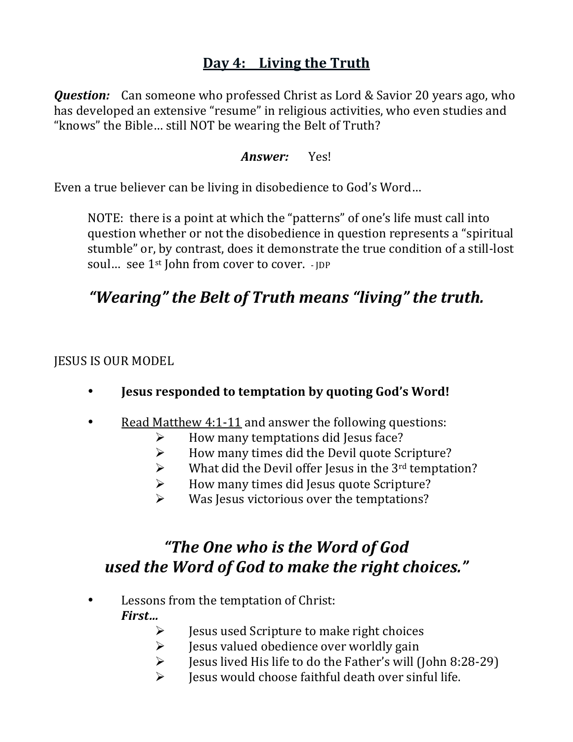## Day 4: Living the Truth

***Question:*** Can someone who professed Christ as Lord & Savior 20 years ago, who has developed an extensive "resume" in religious activities, who even studies and "knows" the Bible… still NOT be wearing the Belt of Truth?

***Answer:*** Yes!

Even a true believer can be living in disobedience to God's Word…

> NOTE: there is a point at which the "patterns" of one's life must call into question whether or not the disobedience in question represents a "spiritual stumble" or, by contrast, does it demonstrate the true condition of a still-lost soul… see 1st John from cover to cover. - JDP

### *"Wearing" the Belt of Truth means "living" the truth.*

JESUS IS OUR MODEL

- **Jesus responded to temptation by quoting God's Word!**
- Read Matthew 4:1-11 and answer the following questions:
  - How many temptations did Jesus face?
  - How many times did the Devil quote Scripture?
  - What did the Devil offer Jesus in the 3rd temptation?
  - How many times did Jesus quote Scripture?
  - Was Jesus victorious over the temptations?

### *"The One who is the Word of God used the Word of God to make the right choices."*

- Lessons from the temptation of Christ:
  ***First…***
  - Jesus used Scripture to make right choices
  - Jesus valued obedience over worldly gain
  - Jesus lived His life to do the Father's will (John 8:28-29)
  - Jesus would choose faithful death over sinful life.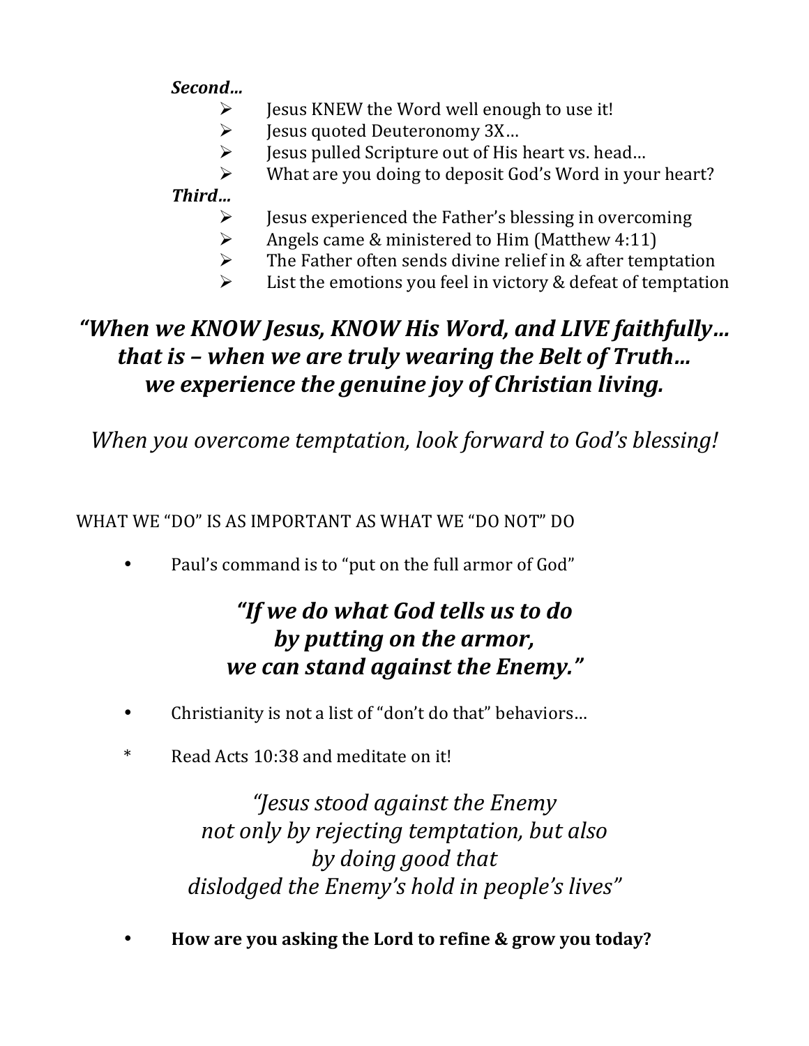***Second…***

- Jesus KNEW the Word well enough to use it!
- Jesus quoted Deuteronomy 3X…
- Jesus pulled Scripture out of His heart vs. head…
- What are you doing to deposit God's Word in your heart?

***Third…***

- Jesus experienced the Father's blessing in overcoming
- Angels came & ministered to Him (Matthew 4:11)
- The Father often sends divine relief in & after temptation
- List the emotions you feel in victory & defeat of temptation

***"When we KNOW Jesus, KNOW His Word, and LIVE faithfully…  
that is – when we are truly wearing the Belt of Truth…  
we experience the genuine joy of Christian living.***

*When you overcome temptation, look forward to God's blessing!*

WHAT WE "DO" IS AS IMPORTANT AS WHAT WE "DO NOT" DO

- Paul's command is to "put on the full armor of God"

***"If we do what God tells us to do  
by putting on the armor,  
we can stand against the Enemy."***

- Christianity is not a list of "don't do that" behaviors…

\* Read Acts 10:38 and meditate on it!

*"Jesus stood against the Enemy  
not only by rejecting temptation, but also  
by doing good that  
dislodged the Enemy's hold in people's lives"*

- **How are you asking the Lord to refine & grow you today?**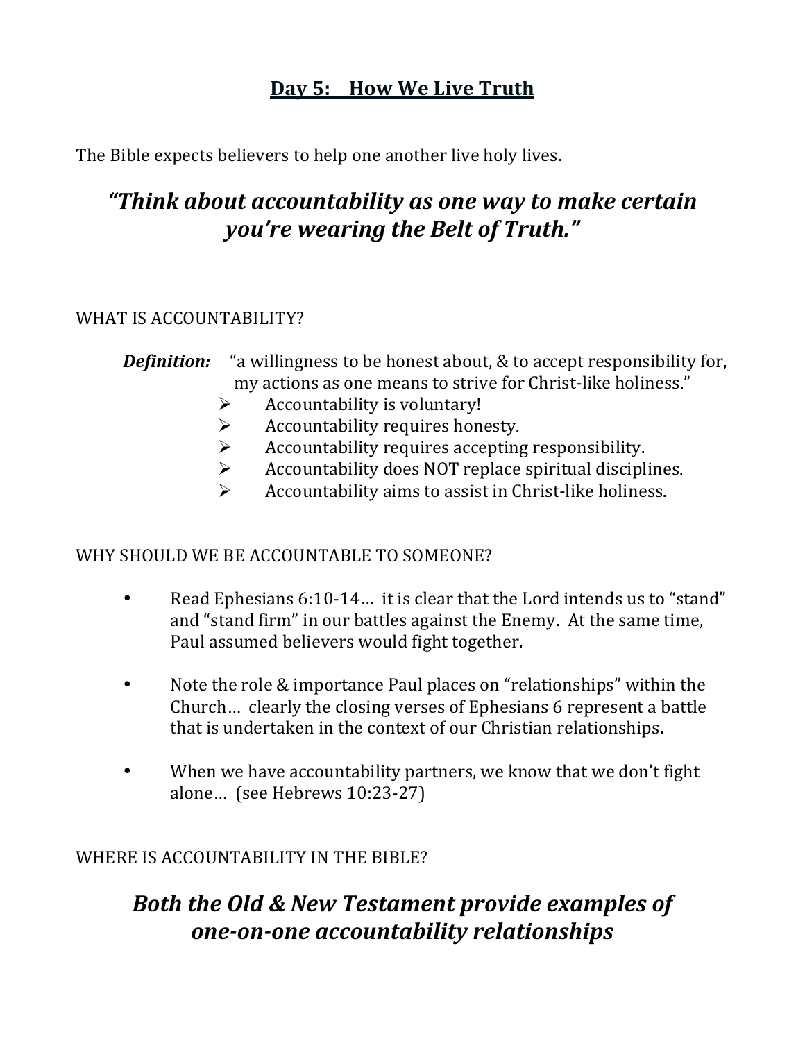## Day 5: How We Live Truth

The Bible expects believers to help one another live holy lives.

### *"Think about accountability as one way to make certain you're wearing the Belt of Truth."*

WHAT IS ACCOUNTABILITY?

***Definition:*** "a willingness to be honest about, & to accept responsibility for, my actions as one means to strive for Christ-like holiness."

- Accountability is voluntary!
- Accountability requires honesty.
- Accountability requires accepting responsibility.
- Accountability does NOT replace spiritual disciplines.
- Accountability aims to assist in Christ-like holiness.

WHY SHOULD WE BE ACCOUNTABLE TO SOMEONE?

- Read Ephesians 6:10-14… it is clear that the Lord intends us to "stand" and "stand firm" in our battles against the Enemy. At the same time, Paul assumed believers would fight together.
- Note the role & importance Paul places on "relationships" within the Church… clearly the closing verses of Ephesians 6 represent a battle that is undertaken in the context of our Christian relationships.
- When we have accountability partners, we know that we don't fight alone… (see Hebrews 10:23-27)

WHERE IS ACCOUNTABILITY IN THE BIBLE?

### *Both the Old & New Testament provide examples of one-on-one accountability relationships*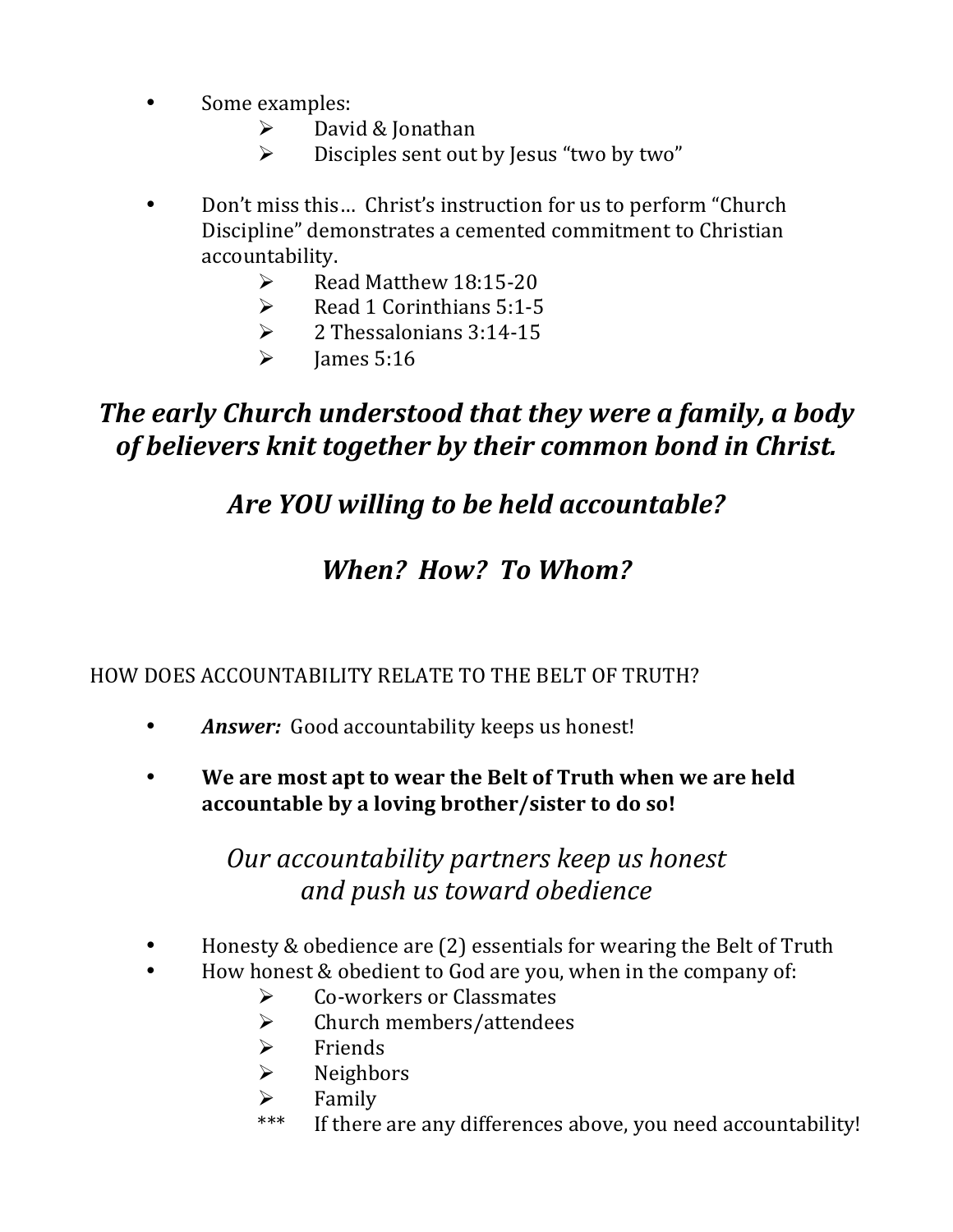- Some examples:
  - David & Jonathan
  - Disciples sent out by Jesus "two by two"

- Don't miss this… Christ's instruction for us to perform "Church Discipline" demonstrates a cemented commitment to Christian accountability.
  - Read Matthew 18:15-20
  - Read 1 Corinthians 5:1-5
  - 2 Thessalonians 3:14-15
  - James 5:16

***The early Church understood that they were a family, a body of believers knit together by their common bond in Christ.***

***Are YOU willing to be held accountable?***

***When? How? To Whom?***

HOW DOES ACCOUNTABILITY RELATE TO THE BELT OF TRUTH?

- ***Answer:*** Good accountability keeps us honest!

- **We are most apt to wear the Belt of Truth when we are held accountable by a loving brother/sister to do so!**

*Our accountability partners keep us honest and push us toward obedience*

- Honesty & obedience are (2) essentials for wearing the Belt of Truth
- How honest & obedient to God are you, when in the company of:
  - Co-workers or Classmates
  - Church members/attendees
  - Friends
  - Neighbors
  - Family
  - *** If there are any differences above, you need accountability!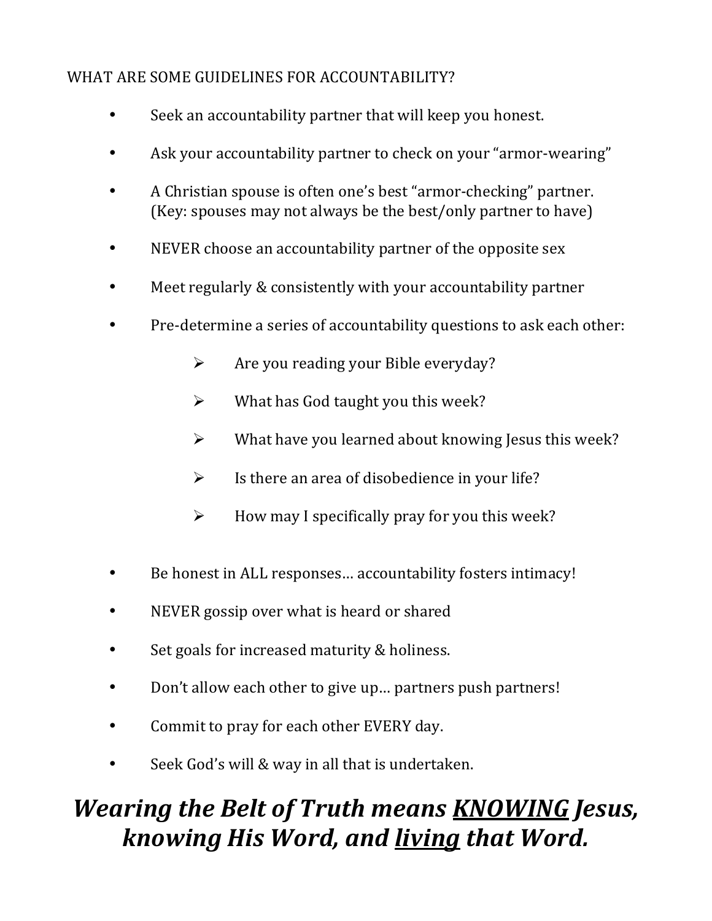WHAT ARE SOME GUIDELINES FOR ACCOUNTABILITY?

- Seek an accountability partner that will keep you honest.
- Ask your accountability partner to check on your "armor-wearing"
- A Christian spouse is often one's best "armor-checking" partner. (Key: spouses may not always be the best/only partner to have)
- NEVER choose an accountability partner of the opposite sex
- Meet regularly & consistently with your accountability partner
- Pre-determine a series of accountability questions to ask each other:
  - Are you reading your Bible everyday?
  - What has God taught you this week?
  - What have you learned about knowing Jesus this week?
  - Is there an area of disobedience in your life?
  - How may I specifically pray for you this week?
- Be honest in ALL responses… accountability fosters intimacy!
- NEVER gossip over what is heard or shared
- Set goals for increased maturity & holiness.
- Don't allow each other to give up… partners push partners!
- Commit to pray for each other EVERY day.
- Seek God's will & way in all that is undertaken.

## ***Wearing the Belt of Truth means <u>KNOWING</u> Jesus, knowing His Word, and <u>living</u> that Word.***